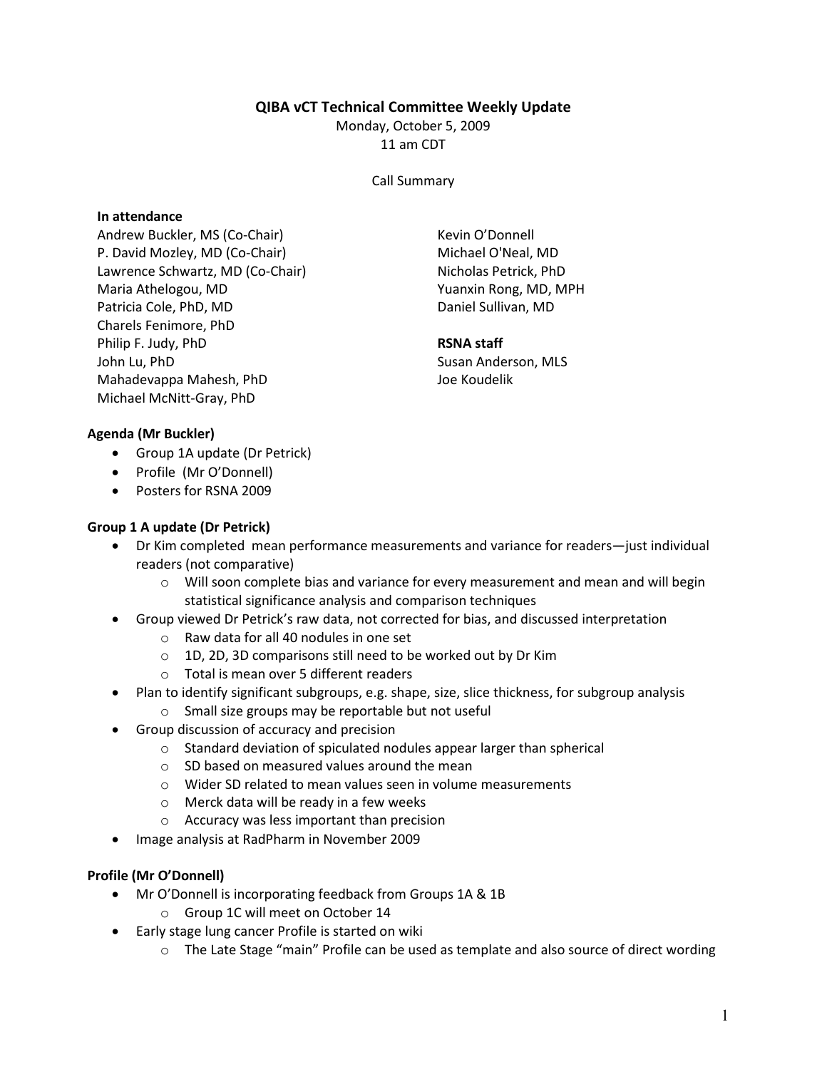# QIBA vCT Technical Committee Weekly Update

Monday, October 5, 2009
11 am CDT

Call Summary

**In attendance**

Andrew Buckler, MS (Co-Chair)
P. David Mozley, MD (Co-Chair)
Lawrence Schwartz, MD (Co-Chair)
Maria Athelogou, MD
Patricia Cole, PhD, MD
Charels Fenimore, PhD
Philip F. Judy, PhD
John Lu, PhD
Mahadevappa Mahesh, PhD
Michael McNitt-Gray, PhD
Kevin O'Donnell
Michael O'Neal, MD
Nicholas Petrick, PhD
Yuanxin Rong, MD, MPH
Daniel Sullivan, MD

**RSNA staff**

Susan Anderson, MLS
Joe Koudelik

**Agenda (Mr Buckler)**

- Group 1A update (Dr Petrick)
- Profile (Mr O'Donnell)
- Posters for RSNA 2009

**Group 1 A update (Dr Petrick)**

- Dr Kim completed mean performance measurements and variance for readers—just individual readers (not comparative)
  - Will soon complete bias and variance for every measurement and mean and will begin statistical significance analysis and comparison techniques
- Group viewed Dr Petrick's raw data, not corrected for bias, and discussed interpretation
  - Raw data for all 40 nodules in one set
  - 1D, 2D, 3D comparisons still need to be worked out by Dr Kim
  - Total is mean over 5 different readers
- Plan to identify significant subgroups, e.g. shape, size, slice thickness, for subgroup analysis
  - Small size groups may be reportable but not useful
- Group discussion of accuracy and precision
  - Standard deviation of spiculated nodules appear larger than spherical
  - SD based on measured values around the mean
  - Wider SD related to mean values seen in volume measurements
  - Merck data will be ready in a few weeks
  - Accuracy was less important than precision
- Image analysis at RadPharm in November 2009

**Profile (Mr O'Donnell)**

- Mr O'Donnell is incorporating feedback from Groups 1A & 1B
  - Group 1C will meet on October 14
- Early stage lung cancer Profile is started on wiki
  - The Late Stage "main" Profile can be used as template and also source of direct wording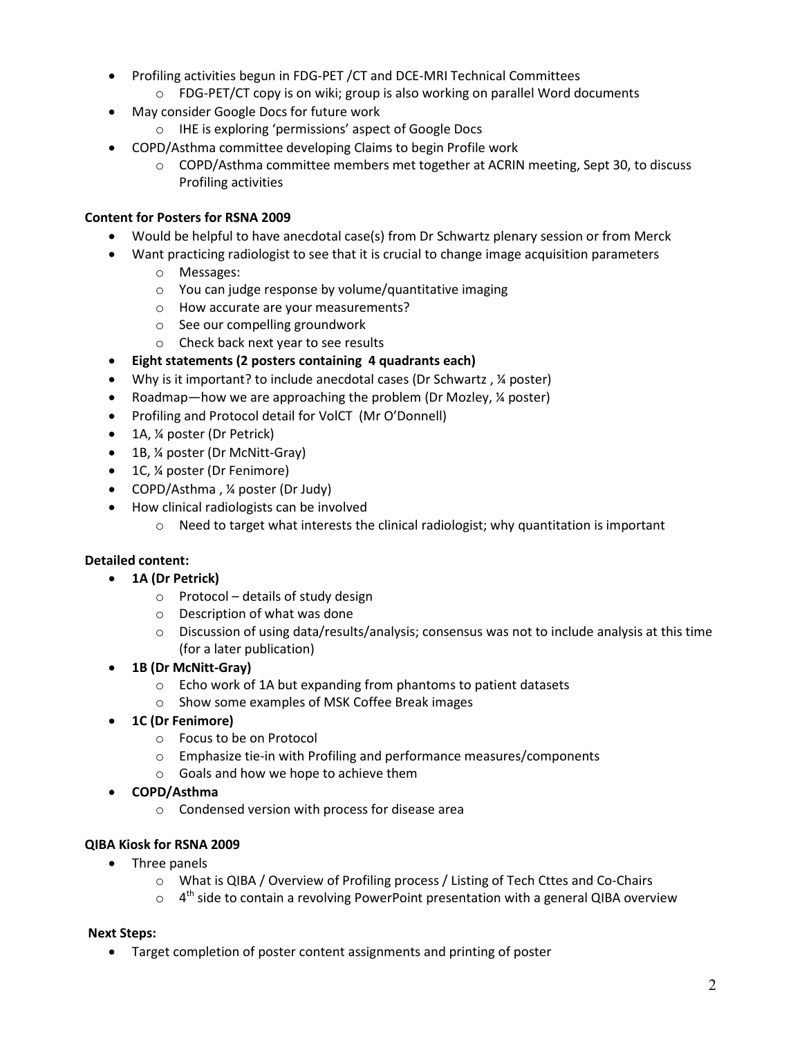- Profiling activities begun in FDG-PET /CT and DCE-MRI Technical Committees
  - FDG-PET/CT copy is on wiki; group is also working on parallel Word documents
- May consider Google Docs for future work
  - IHE is exploring 'permissions' aspect of Google Docs
- COPD/Asthma committee developing Claims to begin Profile work
  - COPD/Asthma committee members met together at ACRIN meeting, Sept 30, to discuss Profiling activities

**Content for Posters for RSNA 2009**

- Would be helpful to have anecdotal case(s) from Dr Schwartz plenary session or from Merck
- Want practicing radiologist to see that it is crucial to change image acquisition parameters
  - Messages:
  - You can judge response by volume/quantitative imaging
  - How accurate are your measurements?
  - See our compelling groundwork
  - Check back next year to see results
- **Eight statements (2 posters containing 4 quadrants each)**
- Why is it important? to include anecdotal cases (Dr Schwartz , ¼ poster)
- Roadmap—how we are approaching the problem (Dr Mozley, ¼ poster)
- Profiling and Protocol detail for VolCT (Mr O'Donnell)
- 1A, ¼ poster (Dr Petrick)
- 1B, ¼ poster (Dr McNitt-Gray)
- 1C, ¼ poster (Dr Fenimore)
- COPD/Asthma , ¼ poster (Dr Judy)
- How clinical radiologists can be involved
  - Need to target what interests the clinical radiologist; why quantitation is important

**Detailed content:**

- **1A (Dr Petrick)**
  - Protocol – details of study design
  - Description of what was done
  - Discussion of using data/results/analysis; consensus was not to include analysis at this time (for a later publication)
- **1B (Dr McNitt-Gray)**
  - Echo work of 1A but expanding from phantoms to patient datasets
  - Show some examples of MSK Coffee Break images
- **1C (Dr Fenimore)**
  - Focus to be on Protocol
  - Emphasize tie-in with Profiling and performance measures/components
  - Goals and how we hope to achieve them
- **COPD/Asthma**
  - Condensed version with process for disease area

**QIBA Kiosk for RSNA 2009**

- Three panels
  - What is QIBA / Overview of Profiling process / Listing of Tech Cttes and Co-Chairs
  - 4th side to contain a revolving PowerPoint presentation with a general QIBA overview

**Next Steps:**

- Target completion of poster content assignments and printing of poster